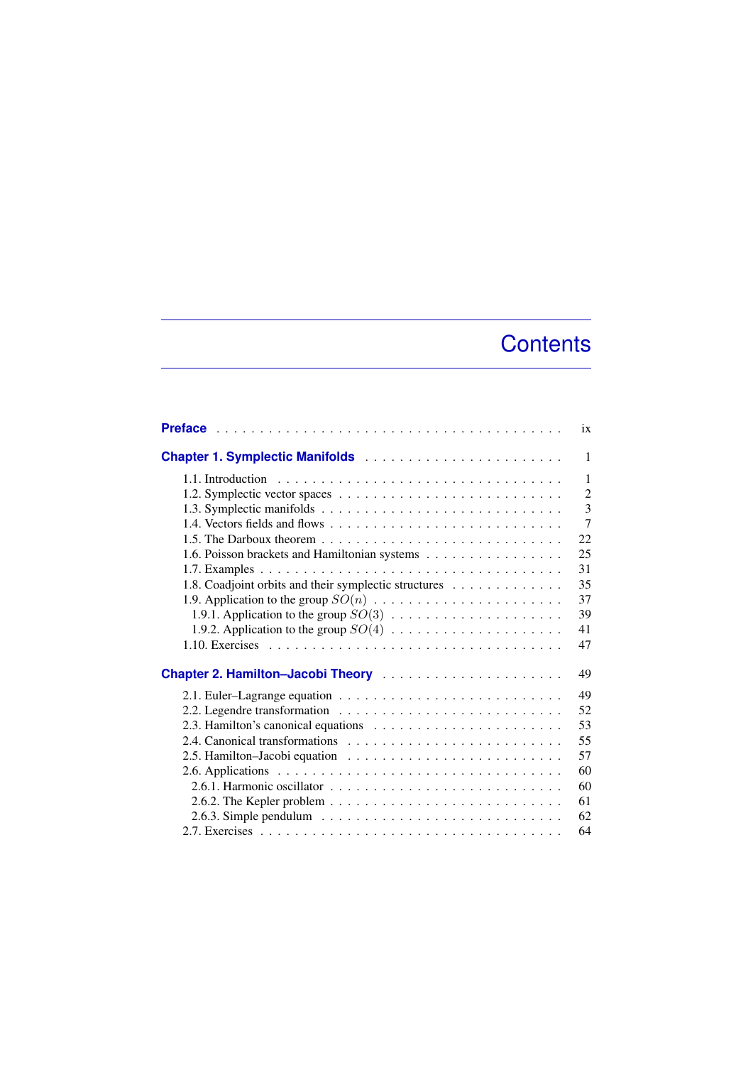# Contents

**Preface** . . . . . . . . . . . . . . . . . . . . . . . . . . . . . . . . . . . . . . . . ix

**Chapter 1. Symplectic Manifolds** . . . . . . . . . . . . . . . . . . . . . . 1

1.1. Introduction . . . . . . . . . . . . . . . . . . . . . . . . . . . . . . . . 1
1.2. Symplectic vector spaces . . . . . . . . . . . . . . . . . . . . . . . . . 2
1.3. Symplectic manifolds . . . . . . . . . . . . . . . . . . . . . . . . . . . 3
1.4. Vectors fields and flows . . . . . . . . . . . . . . . . . . . . . . . . . . 7
1.5. The Darboux theorem . . . . . . . . . . . . . . . . . . . . . . . . . . . 22
1.6. Poisson brackets and Hamiltonian systems . . . . . . . . . . . . . . . . 25
1.7. Examples . . . . . . . . . . . . . . . . . . . . . . . . . . . . . . . . . 31
1.8. Coadjoint orbits and their symplectic structures . . . . . . . . . . . . . 35
1.9. Application to the group $SO(n)$ . . . . . . . . . . . . . . . . . . . . . 37
 1.9.1. Application to the group $SO(3)$ . . . . . . . . . . . . . . . . . . . 39
 1.9.2. Application to the group $SO(4)$ . . . . . . . . . . . . . . . . . . . 41
1.10. Exercises . . . . . . . . . . . . . . . . . . . . . . . . . . . . . . . . . 47

**Chapter 2. Hamilton–Jacobi Theory** . . . . . . . . . . . . . . . . . . . . 49

2.1. Euler–Lagrange equation . . . . . . . . . . . . . . . . . . . . . . . . . 49
2.2. Legendre transformation . . . . . . . . . . . . . . . . . . . . . . . . . 52
2.3. Hamilton's canonical equations . . . . . . . . . . . . . . . . . . . . . . 53
2.4. Canonical transformations . . . . . . . . . . . . . . . . . . . . . . . . 55
2.5. Hamilton–Jacobi equation . . . . . . . . . . . . . . . . . . . . . . . . . 57
2.6. Applications . . . . . . . . . . . . . . . . . . . . . . . . . . . . . . . . 60
 2.6.1. Harmonic oscillator . . . . . . . . . . . . . . . . . . . . . . . . . . 60
 2.6.2. The Kepler problem . . . . . . . . . . . . . . . . . . . . . . . . . . 61
 2.6.3. Simple pendulum . . . . . . . . . . . . . . . . . . . . . . . . . . . . 62
2.7. Exercises . . . . . . . . . . . . . . . . . . . . . . . . . . . . . . . . . . 64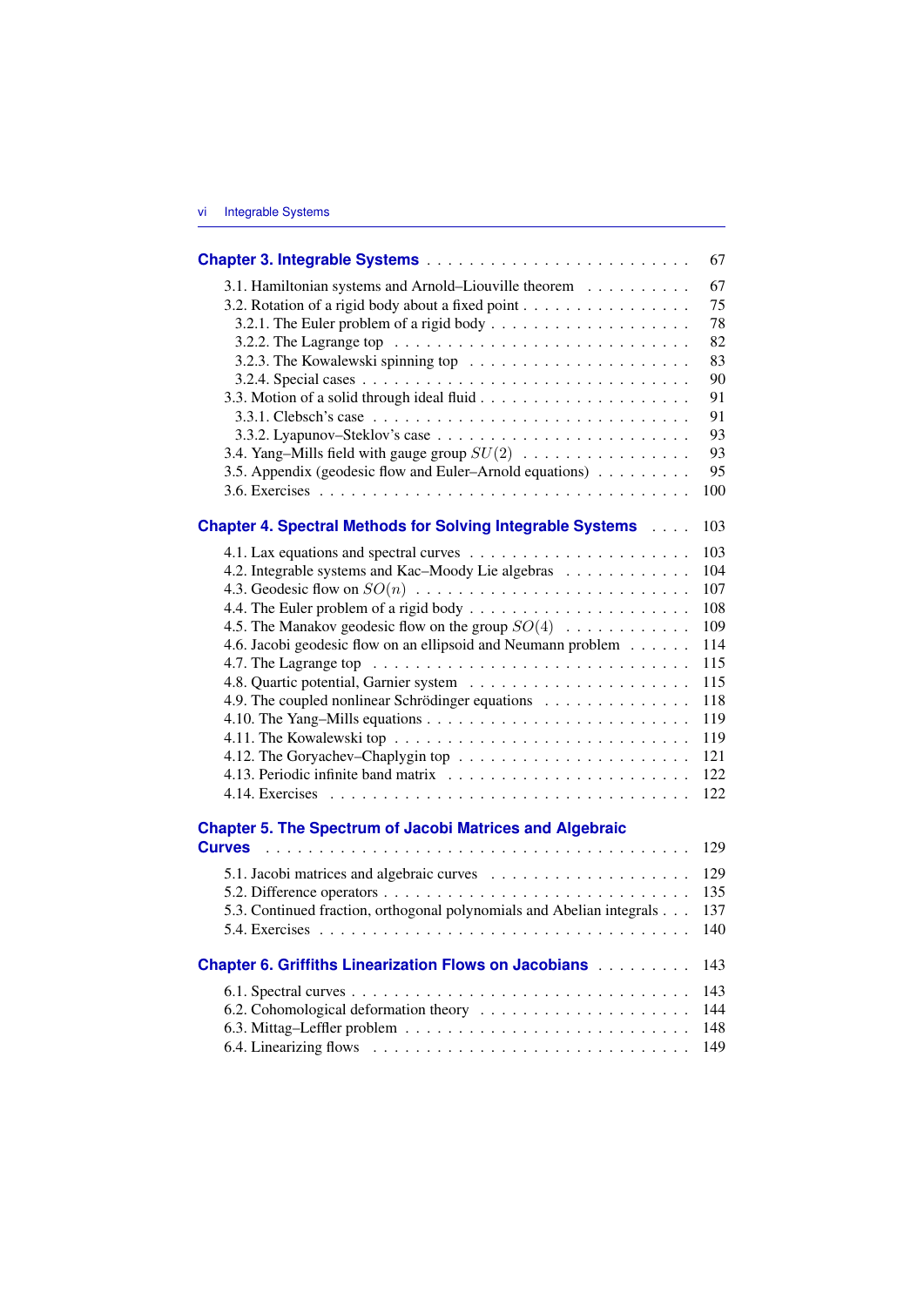**Chapter 3. Integrable Systems** . . . . . . . . . . . . . . . . . . . . . . . . 67

3.1. Hamiltonian systems and Arnold–Liouville theorem . . . . . . . . . . 67
3.2. Rotation of a rigid body about a fixed point . . . . . . . . . . . . . . . . 75
3.2.1. The Euler problem of a rigid body . . . . . . . . . . . . . . . . . . 78
3.2.2. The Lagrange top . . . . . . . . . . . . . . . . . . . . . . . . . . . 82
3.2.3. The Kowalewski spinning top . . . . . . . . . . . . . . . . . . . . 83
3.2.4. Special cases . . . . . . . . . . . . . . . . . . . . . . . . . . . . . 90
3.3. Motion of a solid through ideal fluid . . . . . . . . . . . . . . . . . . . 91
3.3.1. Clebsch's case . . . . . . . . . . . . . . . . . . . . . . . . . . . . 91
3.3.2. Lyapunov–Steklov's case . . . . . . . . . . . . . . . . . . . . . . . 93
3.4. Yang–Mills field with gauge group $SU(2)$ . . . . . . . . . . . . . . . . 93
3.5. Appendix (geodesic flow and Euler–Arnold equations) . . . . . . . . . 95
3.6. Exercises . . . . . . . . . . . . . . . . . . . . . . . . . . . . . . . . . 100

**Chapter 4. Spectral Methods for Solving Integrable Systems** . . . . 103

4.1. Lax equations and spectral curves . . . . . . . . . . . . . . . . . . . . 103
4.2. Integrable systems and Kac–Moody Lie algebras . . . . . . . . . . . . 104
4.3. Geodesic flow on $SO(n)$ . . . . . . . . . . . . . . . . . . . . . . . . . 107
4.4. The Euler problem of a rigid body . . . . . . . . . . . . . . . . . . . . 108
4.5. The Manakov geodesic flow on the group $SO(4)$ . . . . . . . . . . . . 109
4.6. Jacobi geodesic flow on an ellipsoid and Neumann problem . . . . . . 114
4.7. The Lagrange top . . . . . . . . . . . . . . . . . . . . . . . . . . . . . 115
4.8. Quartic potential, Garnier system . . . . . . . . . . . . . . . . . . . . 115
4.9. The coupled nonlinear Schrödinger equations . . . . . . . . . . . . . . 118
4.10. The Yang–Mills equations . . . . . . . . . . . . . . . . . . . . . . . . 119
4.11. The Kowalewski top . . . . . . . . . . . . . . . . . . . . . . . . . . . 119
4.12. The Goryachev–Chaplygin top . . . . . . . . . . . . . . . . . . . . . . 121
4.13. Periodic infinite band matrix . . . . . . . . . . . . . . . . . . . . . . 122
4.14. Exercises . . . . . . . . . . . . . . . . . . . . . . . . . . . . . . . . . 122

**Chapter 5. The Spectrum of Jacobi Matrices and Algebraic Curves** . . . . . . . . . . . . . . . . . . . . . . . . . . . . . . . . . . . 129

5.1. Jacobi matrices and algebraic curves . . . . . . . . . . . . . . . . . . 129
5.2. Difference operators . . . . . . . . . . . . . . . . . . . . . . . . . . . 135
5.3. Continued fraction, orthogonal polynomials and Abelian integrals . . . 137
5.4. Exercises . . . . . . . . . . . . . . . . . . . . . . . . . . . . . . . . . 140

**Chapter 6. Griffiths Linearization Flows on Jacobians** . . . . . . . . . 143

6.1. Spectral curves . . . . . . . . . . . . . . . . . . . . . . . . . . . . . . 143
6.2. Cohomological deformation theory . . . . . . . . . . . . . . . . . . . 144
6.3. Mittag–Leffler problem . . . . . . . . . . . . . . . . . . . . . . . . . . 148
6.4. Linearizing flows . . . . . . . . . . . . . . . . . . . . . . . . . . . . . 149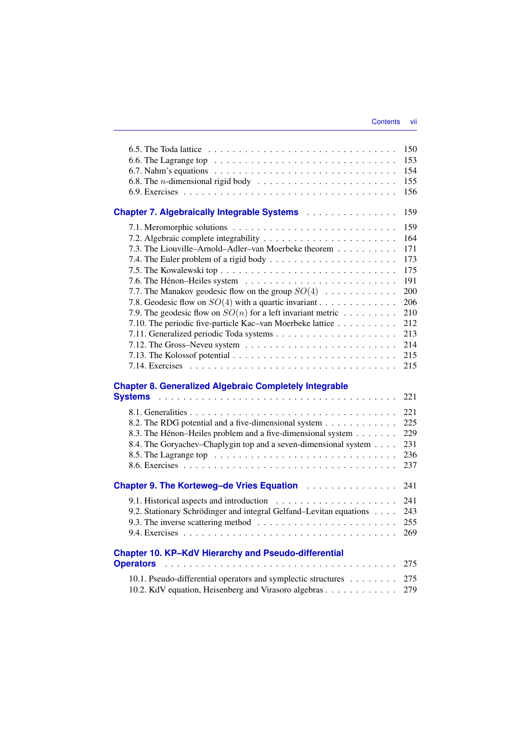6.5. The Toda lattice 150
6.6. The Lagrange top 153
6.7. Nahm's equations 154
6.8. The $n$-dimensional rigid body 155
6.9. Exercises 156

## Chapter 7. Algebraically Integrable Systems 159

7.1. Meromorphic solutions 159
7.2. Algebraic complete integrability 164
7.3. The Liouville–Arnold–Adler–van Moerbeke theorem 171
7.4. The Euler problem of a rigid body 173
7.5. The Kowalewski top 175
7.6. The Hénon–Heiles system 191
7.7. The Manakov geodesic flow on the group $SO(4)$ 200
7.8. Geodesic flow on $SO(4)$ with a quartic invariant 206
7.9. The geodesic flow on $SO(n)$ for a left invariant metric 210
7.10. The periodic five-particle Kac–van Moerbeke lattice 212
7.11. Generalized periodic Toda systems 213
7.12. The Gross–Neveu system 214
7.13. The Kolossof potential 215
7.14. Exercises 215

## Chapter 8. Generalized Algebraic Completely Integrable Systems 221

8.1. Generalities 221
8.2. The RDG potential and a five-dimensional system 225
8.3. The Hénon–Heiles problem and a five-dimensional system 229
8.4. The Goryachev–Chaplygin top and a seven-dimensional system 231
8.5. The Lagrange top 236
8.6. Exercises 237

## Chapter 9. The Korteweg–de Vries Equation 241

9.1. Historical aspects and introduction 241
9.2. Stationary Schrödinger and integral Gelfand–Levitan equations 243
9.3. The inverse scattering method 255
9.4. Exercises 269

## Chapter 10. KP–KdV Hierarchy and Pseudo-differential Operators 275

10.1. Pseudo-differential operators and symplectic structures 275
10.2. KdV equation, Heisenberg and Virasoro algebras 279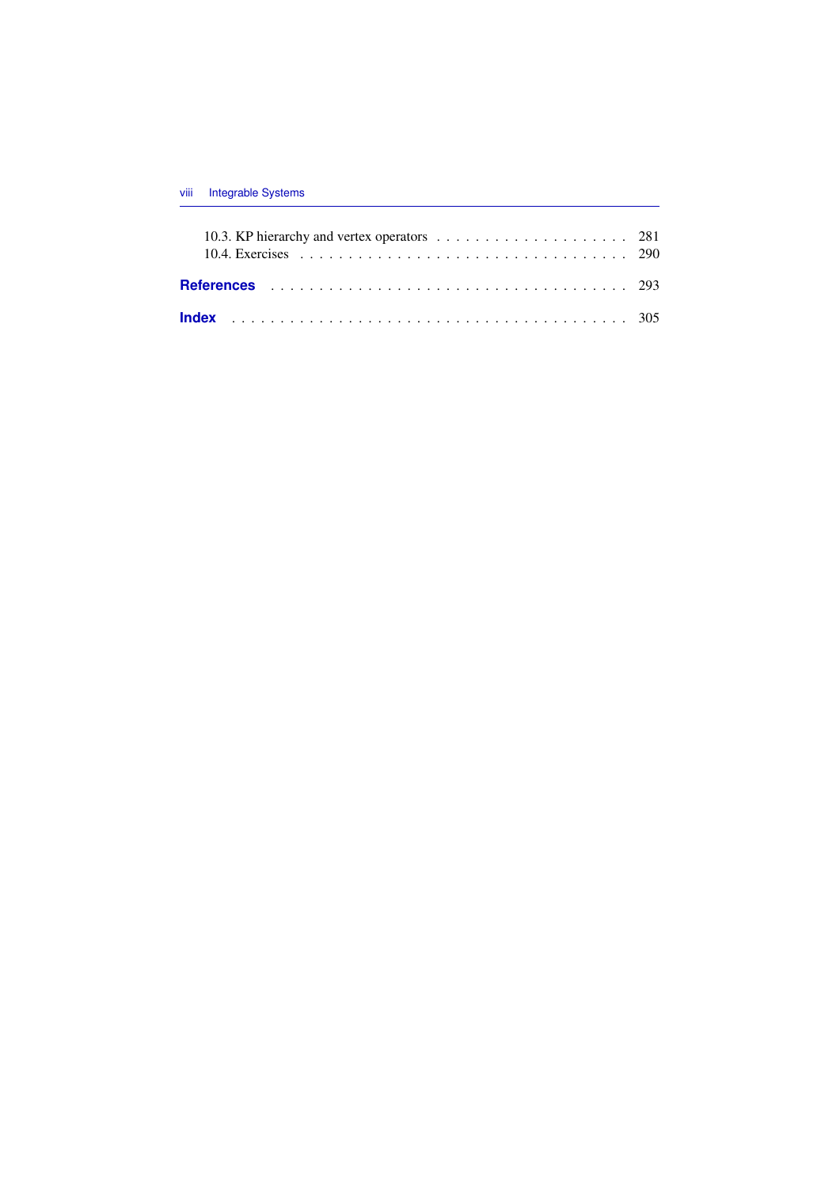10.3. KP hierarchy and vertex operators . . . . . . . . . . . . . . . . . . . . 281
10.4. Exercises . . . . . . . . . . . . . . . . . . . . . . . . . . . . . . . . . . 290

**References** . . . . . . . . . . . . . . . . . . . . . . . . . . . . . . . . . . . 293

**Index** . . . . . . . . . . . . . . . . . . . . . . . . . . . . . . . . . . . . . . 305